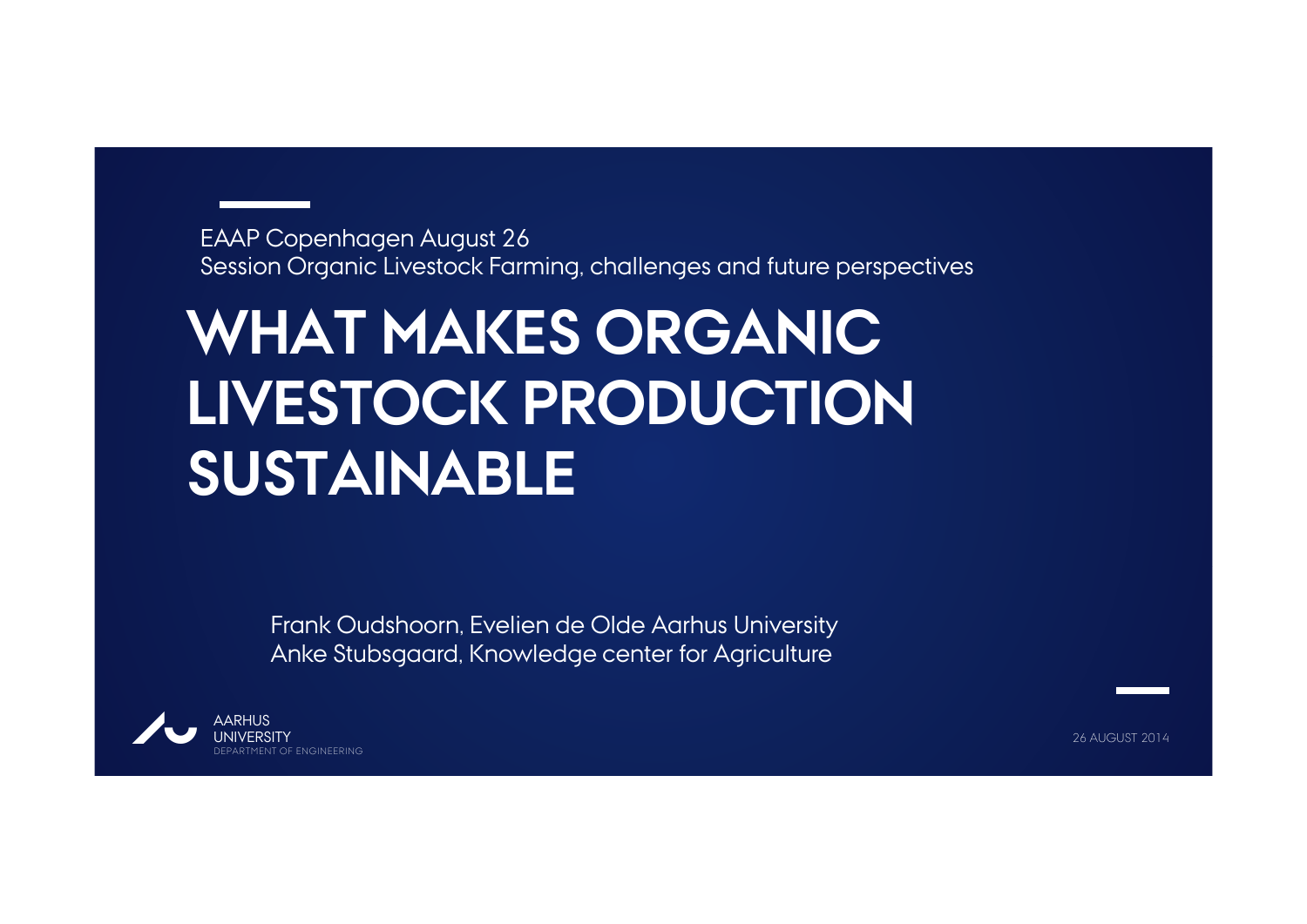EAAP Copenhagen August 26
Session Organic Livestock Farming, challenges and future perspectives

# WHAT MAKES ORGANIC LIVESTOCK PRODUCTION SUSTAINABLE

Frank Oudshoorn, Evelien de Olde Aarhus University
Anke Stubsgaard, Knowledge center for Agriculture

AARHUS UNIVERSITY
DEPARTMENT OF ENGINEERING

26 AUGUST 2014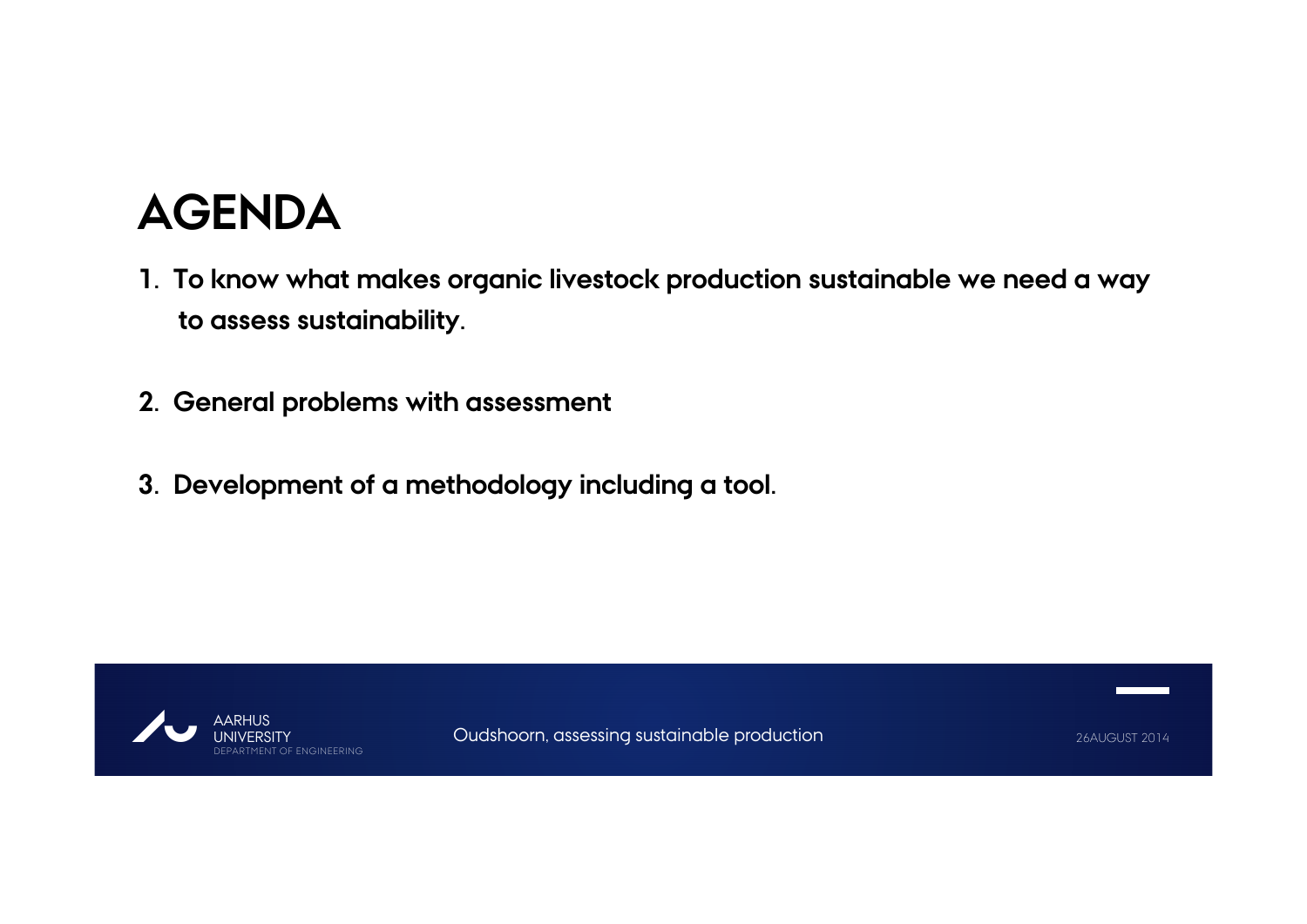# AGENDA

1. To know what makes organic livestock production sustainable we need a way to assess sustainability.

2. General problems with assessment

3. Development of a methodology including a tool.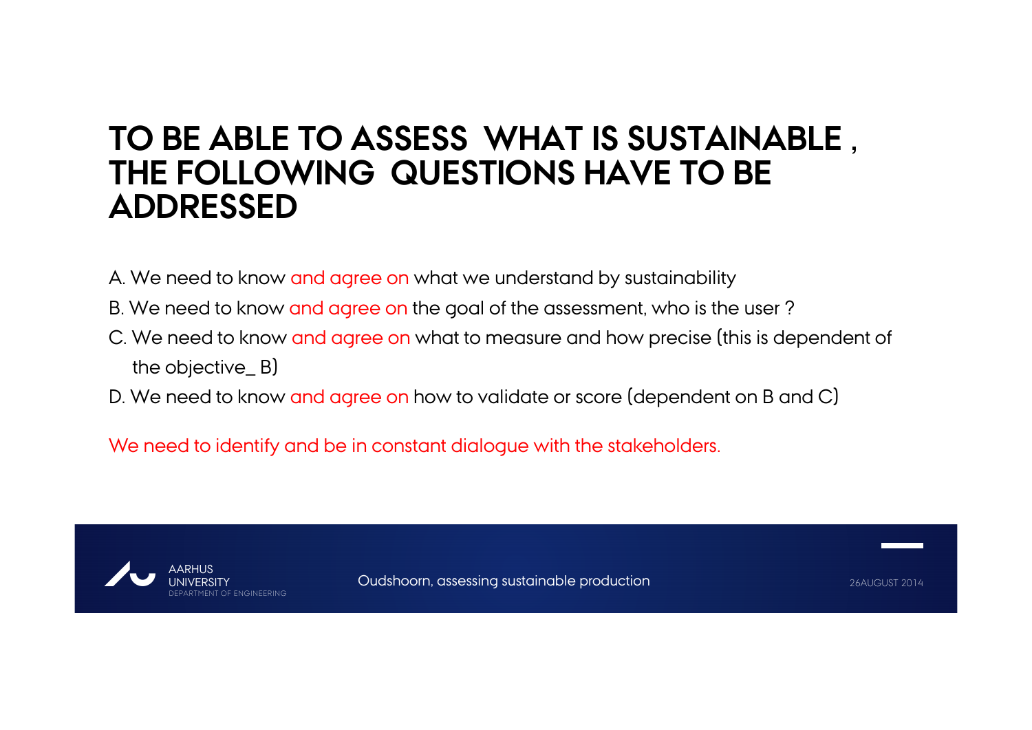# TO BE ABLE TO ASSESS WHAT IS SUSTAINABLE , THE FOLLOWING QUESTIONS HAVE TO BE ADDRESSED

A. We need to know and agree on what we understand by sustainability

B. We need to know and agree on the goal of the assessment, who is the user ?

C. We need to know and agree on what to measure and how precise (this is dependent of the objective_ B)

D. We need to know and agree on how to validate or score (dependent on B and C)

We need to identify and be in constant dialogue with the stakeholders.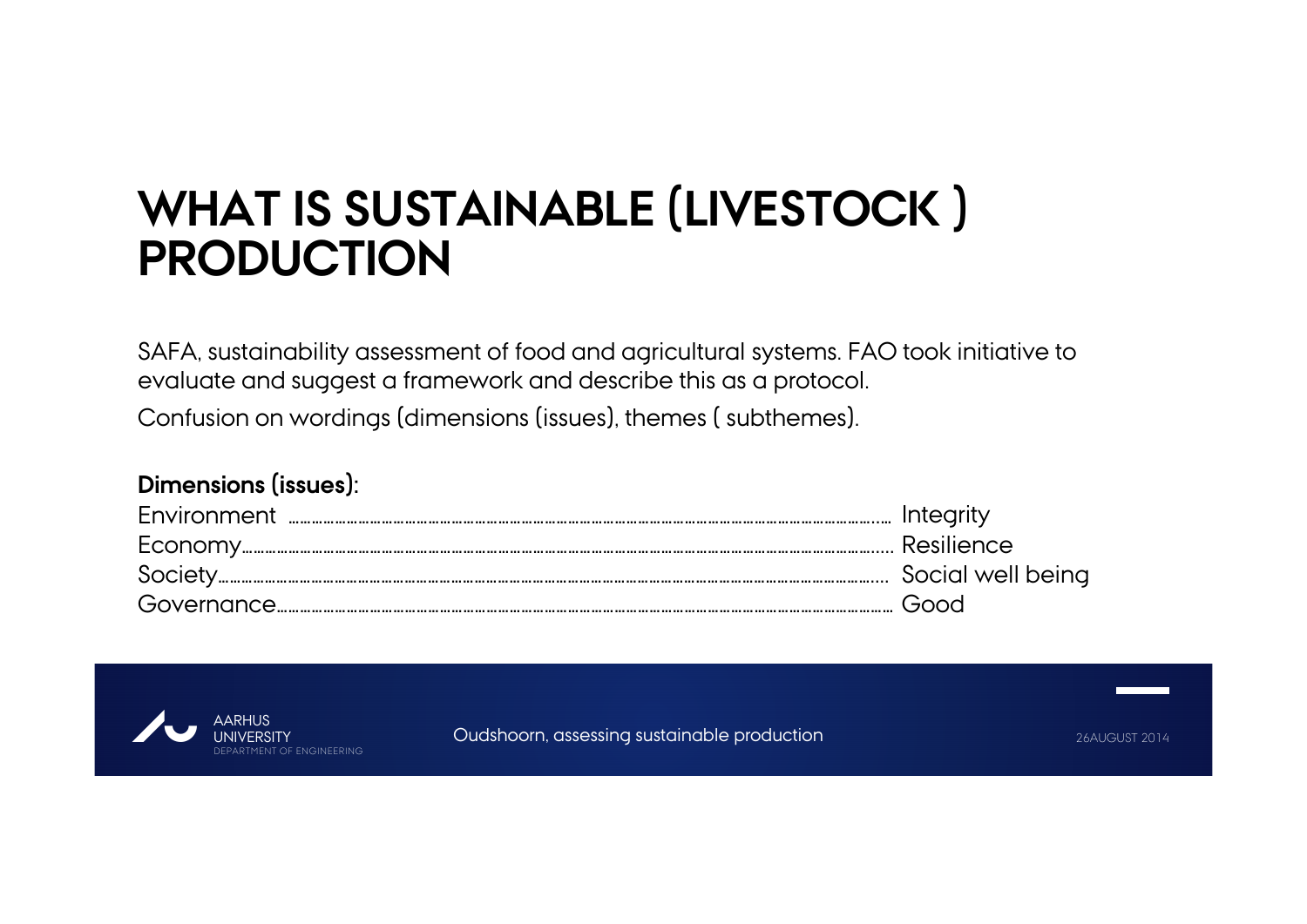# WHAT IS SUSTAINABLE (LIVESTOCK ) PRODUCTION

SAFA, sustainability assessment of food and agricultural systems. FAO took initiative to evaluate and suggest a framework and describe this as a protocol.

Confusion on wordings (dimensions (issues), themes ( subthemes).

**Dimensions (issues):**

Environment ............................................................ Integrity
Economy................................................................. Resilience
Society.................................................................. Social well being
Governance.............................................................. Good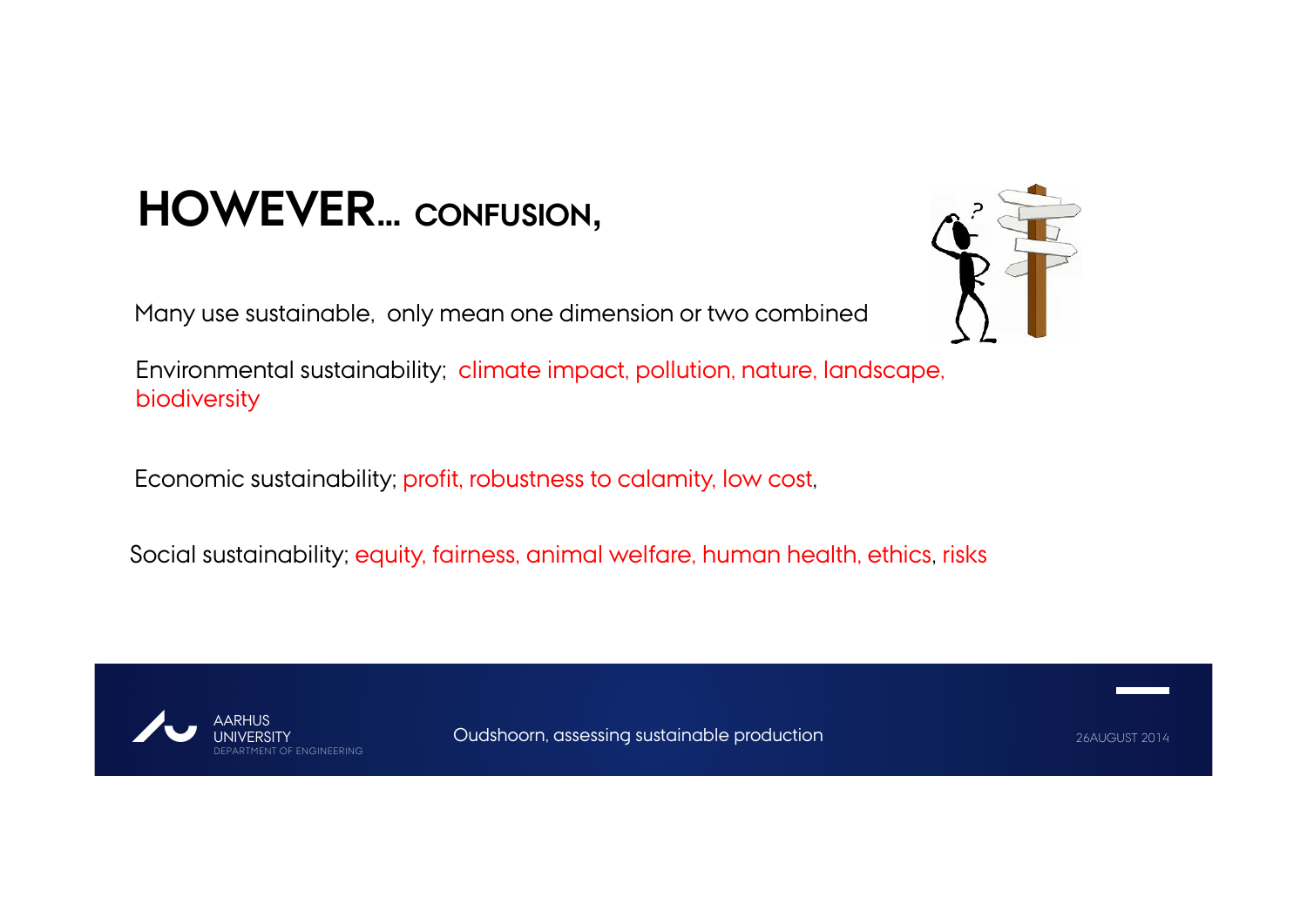# HOWEVER... CONFUSION,

Many use sustainable, only mean one dimension or two combined

Environmental sustainability; climate impact, pollution, nature, landscape, biodiversity

Economic sustainability; profit, robustness to calamity, low cost,

Social sustainability; equity, fairness, animal welfare, human health, ethics, risks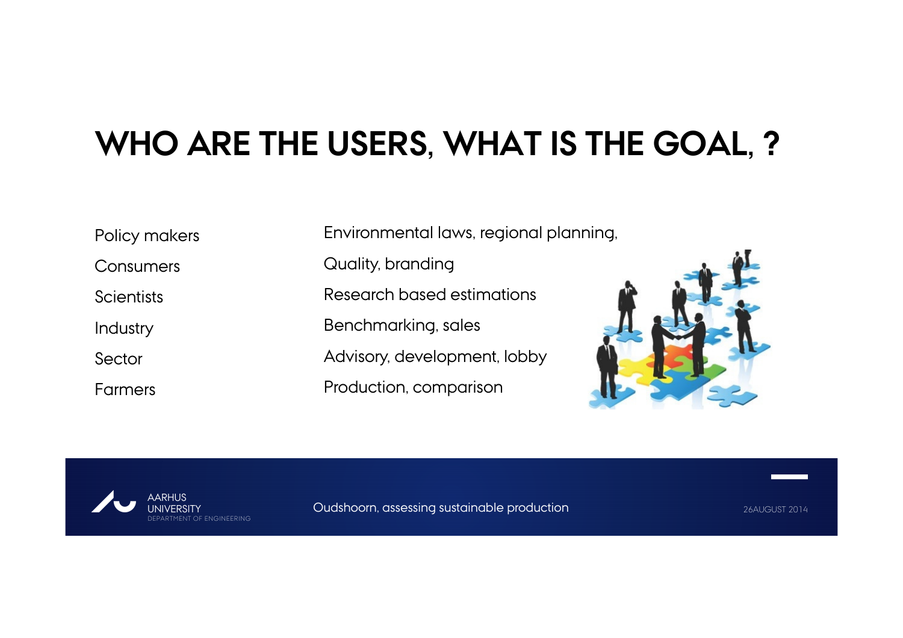# WHO ARE THE USERS, WHAT IS THE GOAL, ?

| | |
|---|---|
| Policy makers | Environmental laws, regional planning, |
| Consumers | Quality, branding |
| Scientists | Research based estimations |
| Industry | Benchmarking, sales |
| Sector | Advisory, development, lobby |
| Farmers | Production, comparison |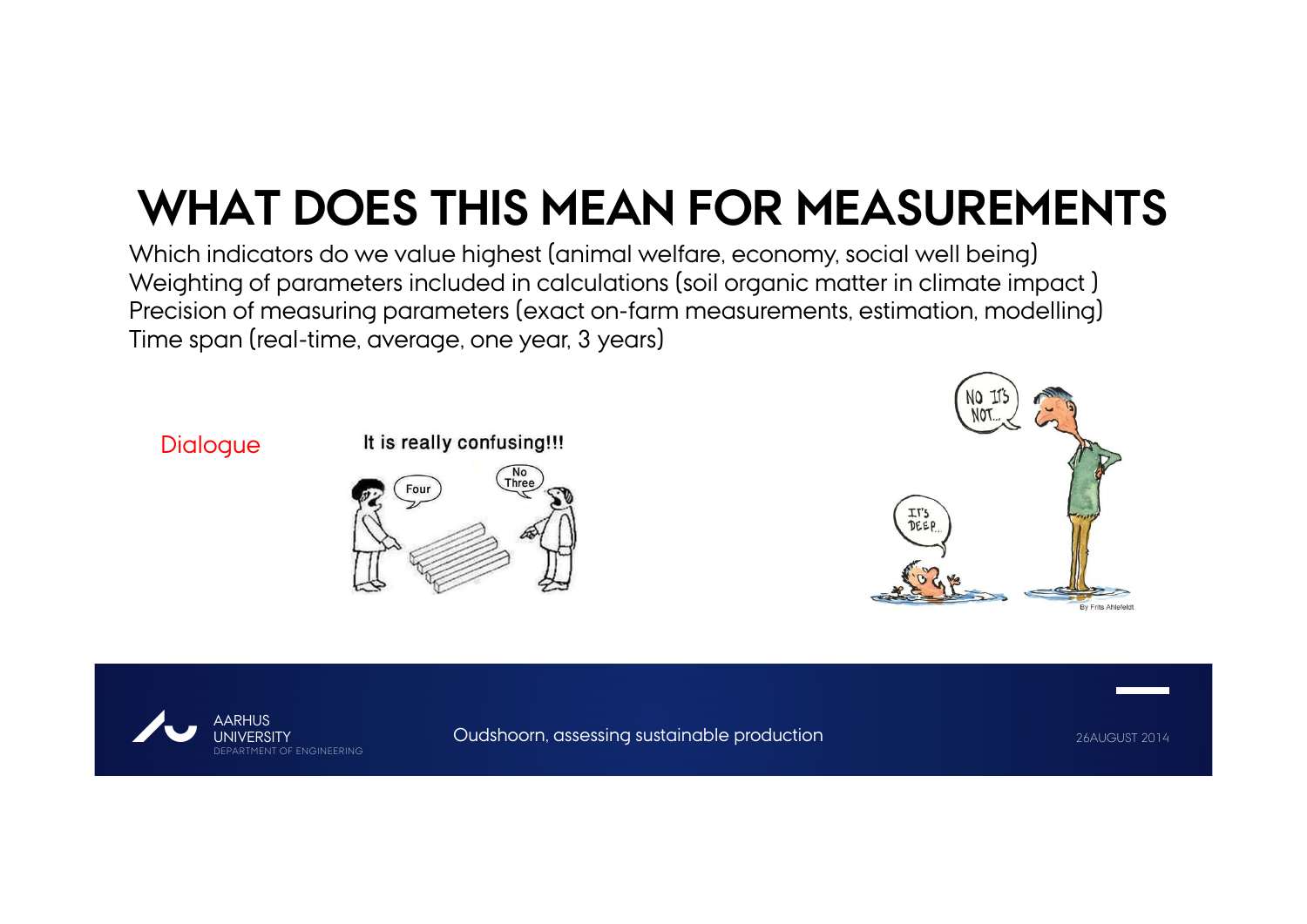# WHAT DOES THIS MEAN FOR MEASUREMENTS

Which indicators do we value highest (animal welfare, economy, social well being)
Weighting of parameters included in calculations (soil organic matter in climate impact )
Precision of measuring parameters (exact on-farm measurements, estimation, modelling)
Time span (real-time, average, one year, 3 years)

Dialogue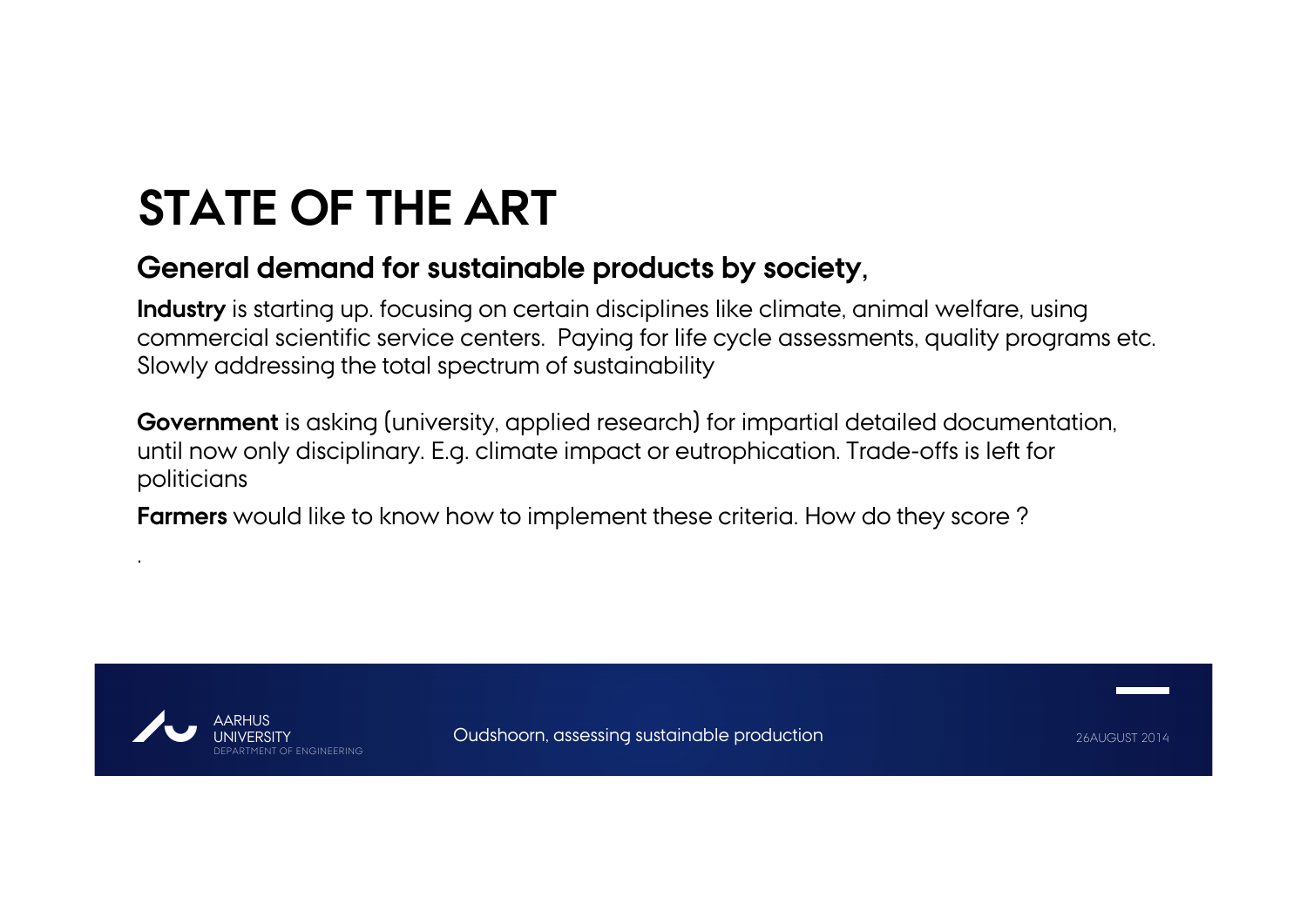# STATE OF THE ART

## General demand for sustainable products by society,

**Industry** is starting up. focusing on certain disciplines like climate, animal welfare, using commercial scientific service centers. Paying for life cycle assessments, quality programs etc. Slowly addressing the total spectrum of sustainability

**Government** is asking (university, applied research) for impartial detailed documentation, until now only disciplinary. E.g. climate impact or eutrophication. Trade-offs is left for politicians

**Farmers** would like to know how to implement these criteria. How do they score ?

.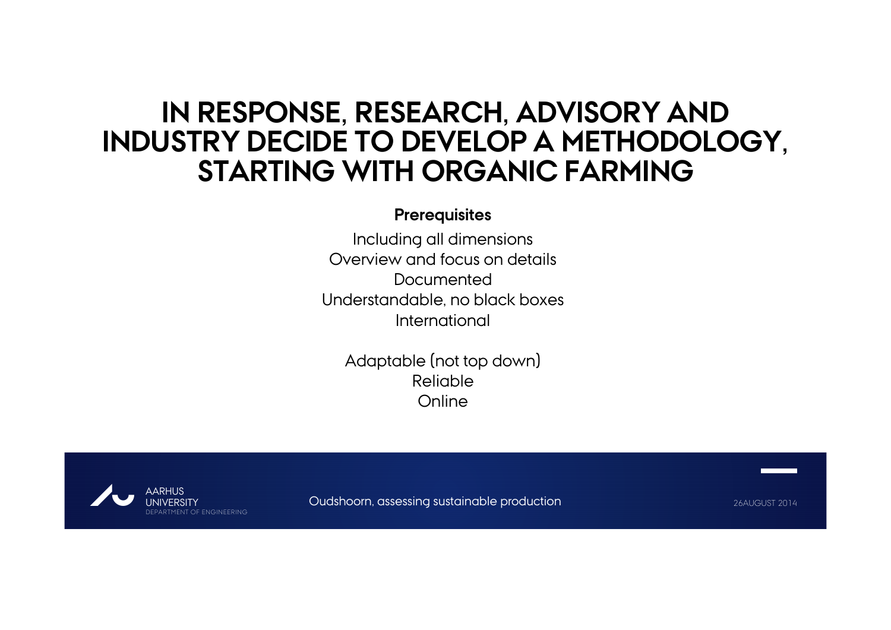# IN RESPONSE, RESEARCH, ADVISORY AND INDUSTRY DECIDE TO DEVELOP A METHODOLOGY, STARTING WITH ORGANIC FARMING

**Prerequisites**

Including all dimensions
Overview and focus on details
Documented
Understandable, no black boxes
International

Adaptable (not top down)
Reliable
Online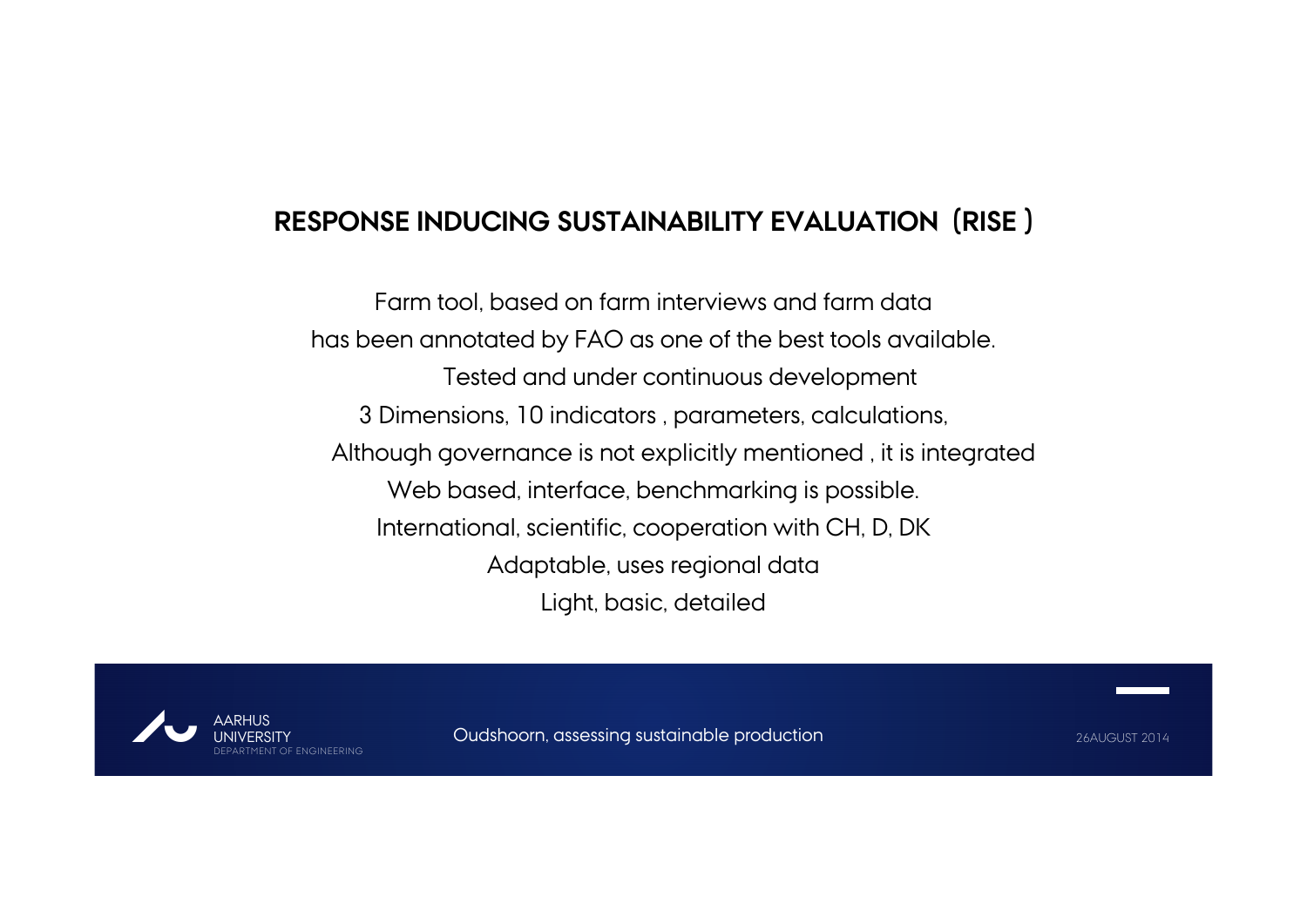# RESPONSE INDUCING SUSTAINABILITY EVALUATION (RISE )

Farm tool, based on farm interviews and farm data

has been annotated by FAO as one of the best tools available.

Tested and under continuous development

3 Dimensions, 10 indicators , parameters, calculations,

Although governance is not explicitly mentioned , it is integrated

Web based, interface, benchmarking is possible.

International, scientific, cooperation with CH, D, DK

Adaptable, uses regional data

Light, basic, detailed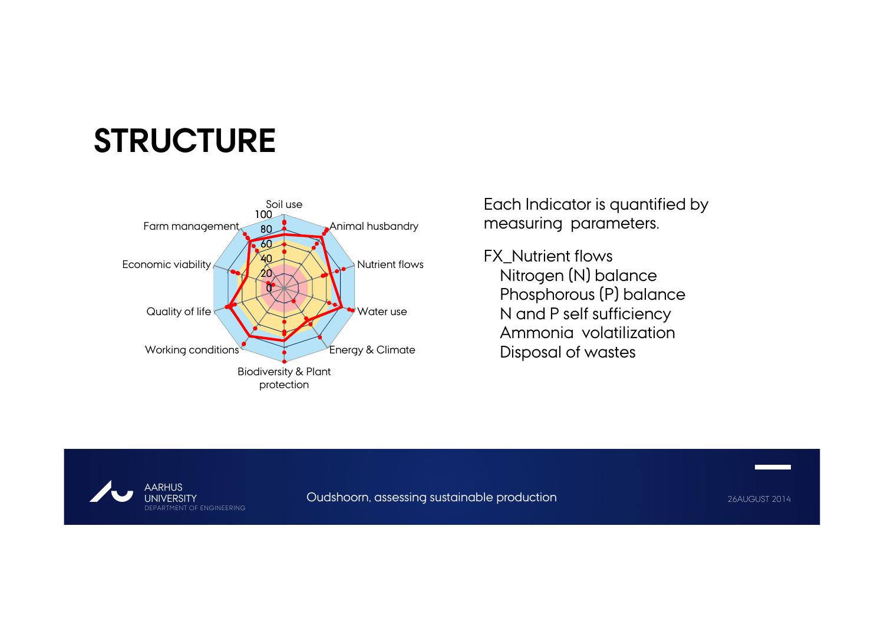# STRUCTURE

Soil use

Animal husbandry

Nutrient flows

Water use

Energy & Climate

Biodiversity & Plant protection

Working conditions

Quality of life

Economic viability

Farm management

100

80

60

40

20

0

Each Indicator is quantified by measuring parameters.

FX_Nutrient flows

- Nitrogen (N) balance
- Phosphorous (P) balance
- N and P self sufficiency
- Ammonia volatilization
- Disposal of wastes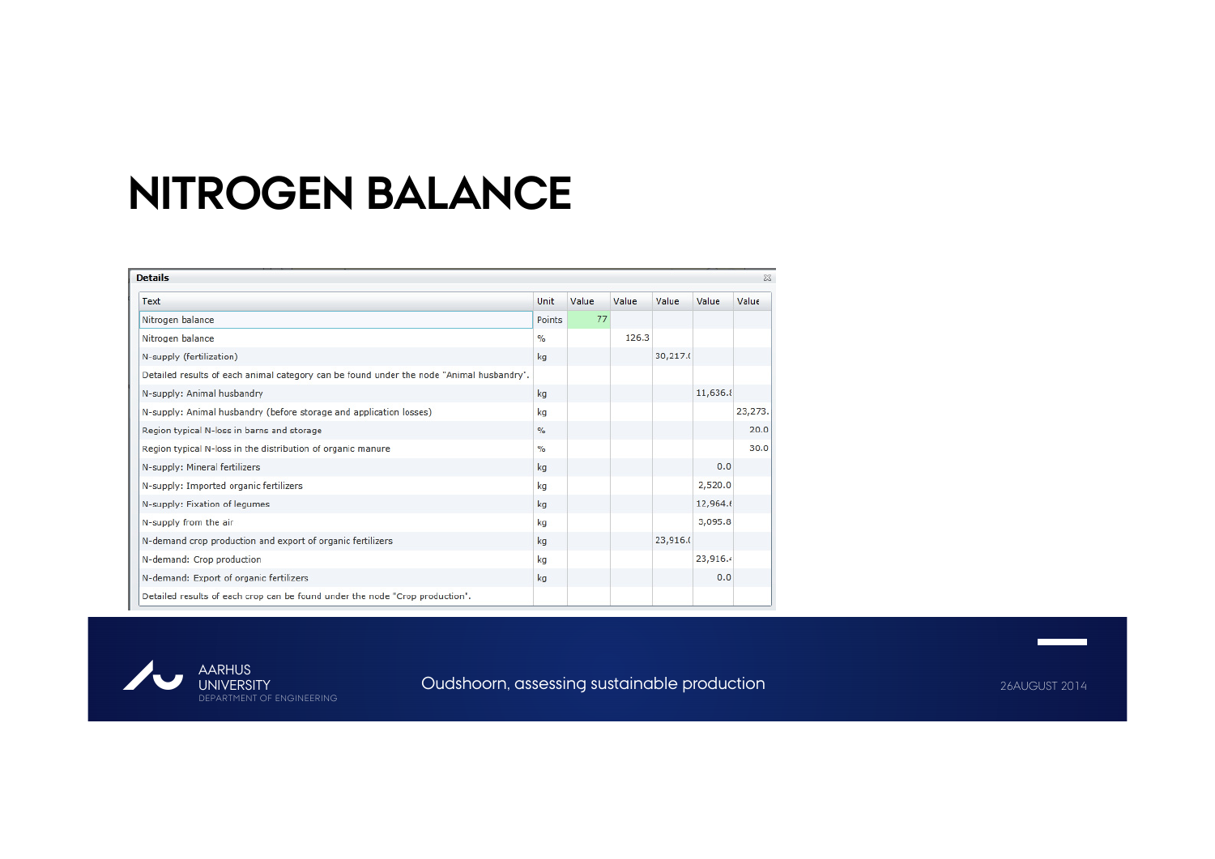# NITROGEN BALANCE

**Details**

| Text | Unit | Value | Value | Value | Value | Value |
|---|---|---|---|---|---|---|
| Nitrogen balance | Points | 77 | | | | |
| Nitrogen balance | % | | 126.3 | | | |
| N-supply (fertilization) | kg | | | 30,217.( | | |
| Detailed results of each animal category can be found under the node "Animal husbandry". | | | | | | |
| N-supply: Animal husbandry | kg | | | | 11,636.8 | |
| N-supply: Animal husbandry (before storage and application losses) | kg | | | | | 23,273. |
| Region typical N-loss in barns and storage | % | | | | | 20.0 |
| Region typical N-loss in the distribution of organic manure | % | | | | | 30.0 |
| N-supply: Mineral fertilizers | kg | | | | 0.0 | |
| N-supply: Imported organic fertilizers | kg | | | | 2,520.0 | |
| N-supply: Fixation of legumes | kg | | | | 12,964.( | |
| N-supply from the air | kg | | | | 3,095.8 | |
| N-demand crop production and export of organic fertilizers | kg | | | 23,916.( | | |
| N-demand: Crop production | kg | | | | 23,916.4 | |
| N-demand: Export of organic fertilizers | kg | | | | 0.0 | |
| Detailed results of each crop can be found under the node "Crop production". | | | | | | |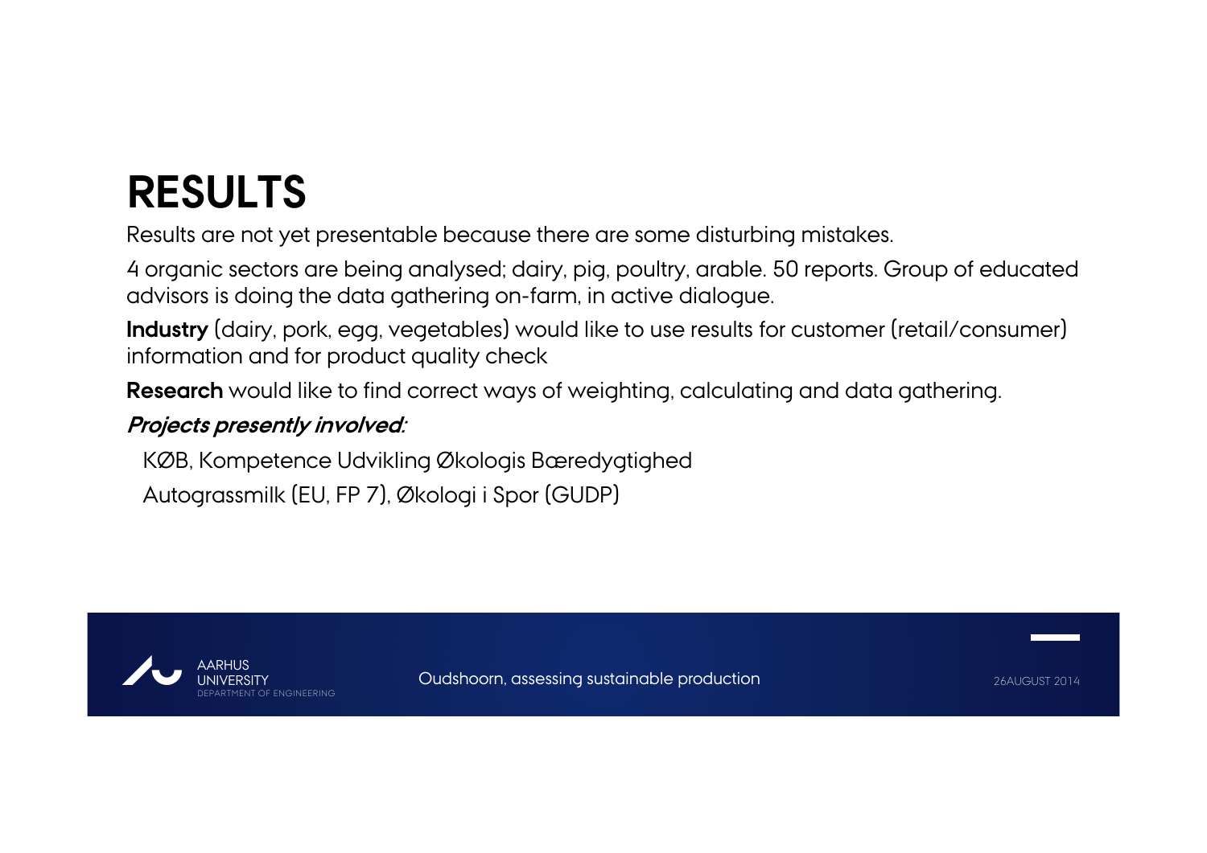# RESULTS

Results are not yet presentable because there are some disturbing mistakes.

4 organic sectors are being analysed; dairy, pig, poultry, arable. 50 reports. Group of educated advisors is doing the data gathering on-farm, in active dialogue.

**Industry** (dairy, pork, egg, vegetables) would like to use results for customer (retail/consumer) information and for product quality check

**Research** would like to find correct ways of weighting, calculating and data gathering.

***Projects presently involved:***

KØB, Kompetence Udvikling Økologis Bæredygtighed

Autograssmilk (EU, FP 7), Økologi i Spor (GUDP)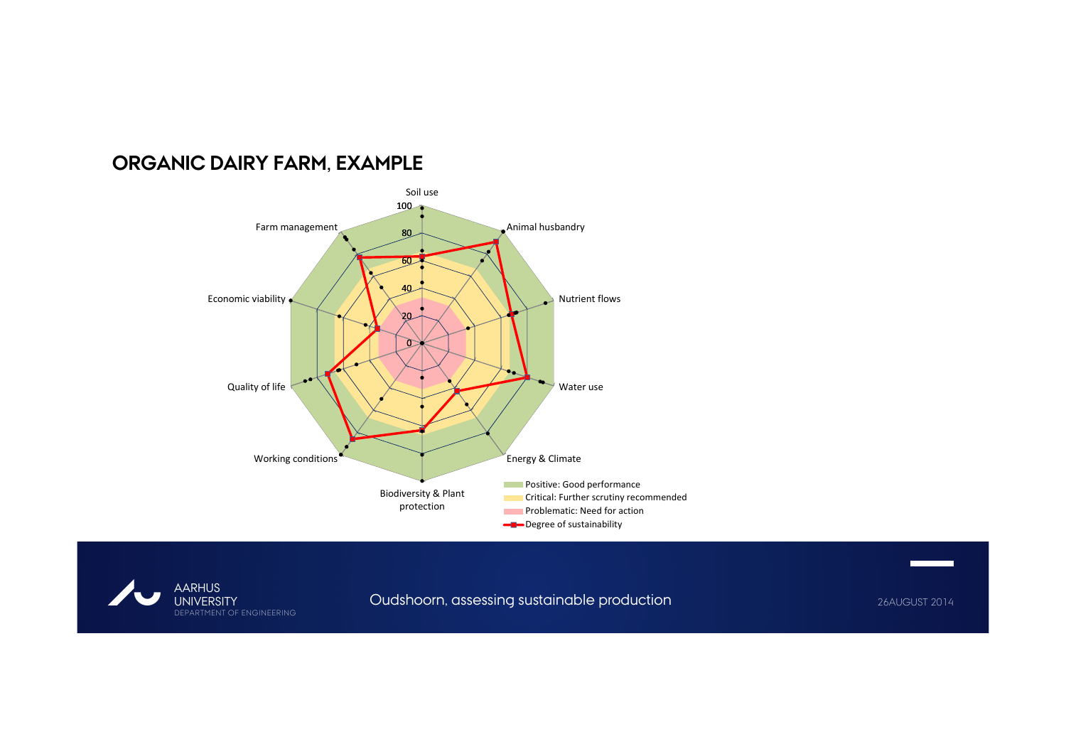# ORGANIC DAIRY FARM, EXAMPLE

Soil use

100

80

60

40

20

0

Animal husbandry

Nutrient flows

Water use

Energy & Climate

Biodiversity & Plant protection

Working conditions

Quality of life

Economic viability

Farm management

- Positive: Good performance
- Critical: Further scrutiny recommended
- Problematic: Need for action
- Degree of sustainability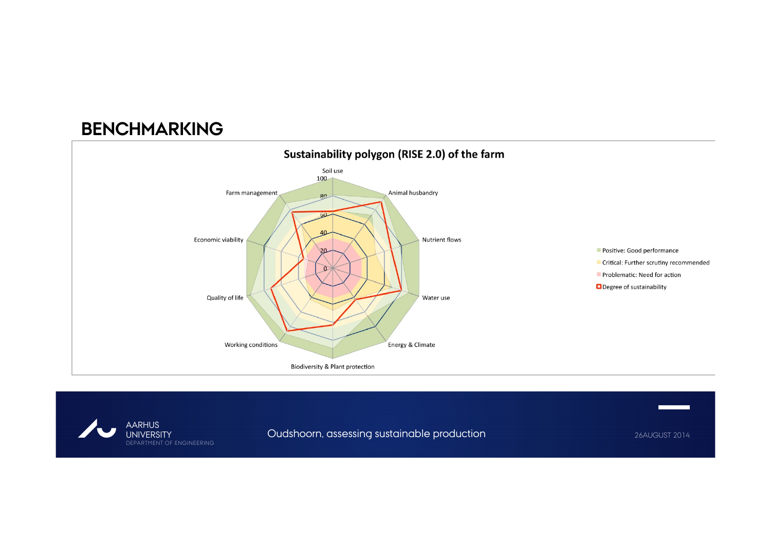# BENCHMARKING

**Sustainability polygon (RISE 2.0) of the farm**

Soil use

100

80

60

40

20

0

Animal husbandry

Nutrient flows

Water use

Energy & Climate

Biodiversity & Plant protection

Working conditions

Quality of life

Economic viability

Farm management

- Positive: Good performance
- Critical: Further scrutiny recommended
- Problematic: Need for action
- Degree of sustainability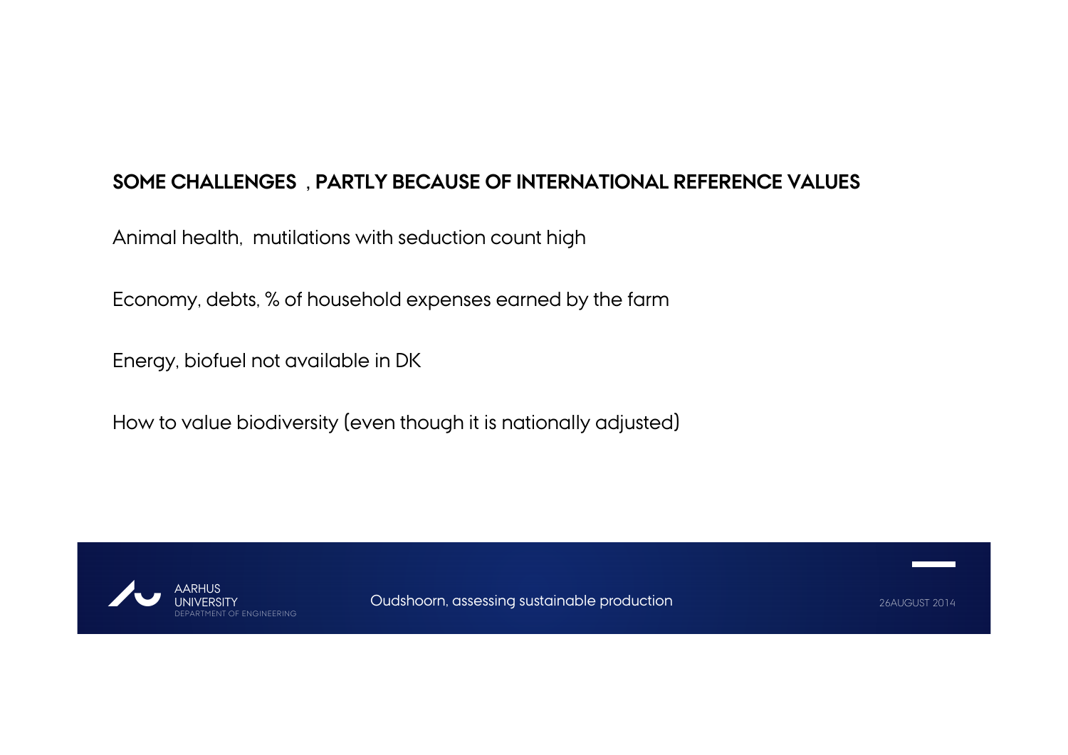## SOME CHALLENGES , PARTLY BECAUSE OF INTERNATIONAL REFERENCE VALUES

Animal health, mutilations with seduction count high

Economy, debts, % of household expenses earned by the farm

Energy, biofuel not available in DK

How to value biodiversity (even though it is nationally adjusted)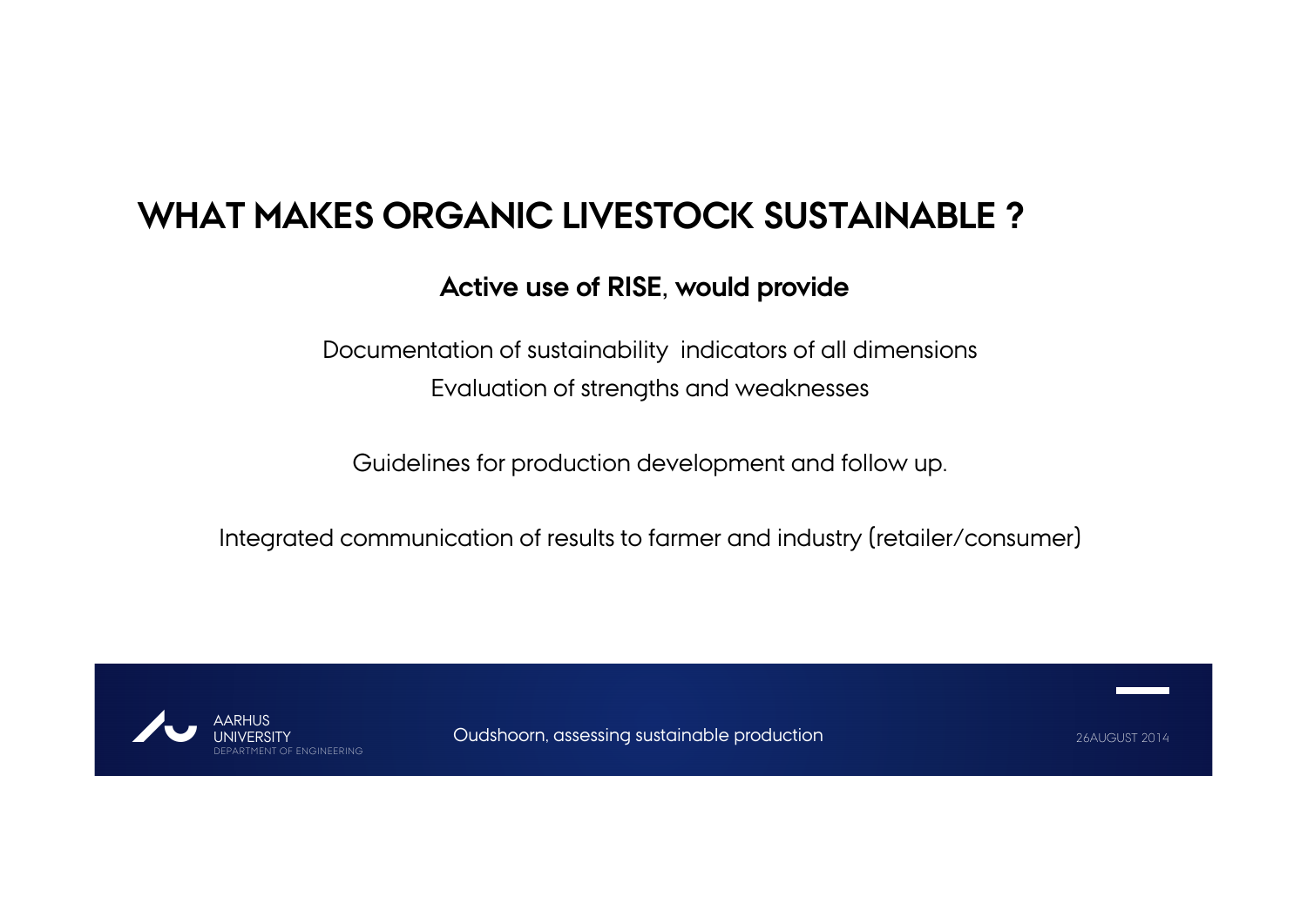# WHAT MAKES ORGANIC LIVESTOCK SUSTAINABLE ?

**Active use of RISE, would provide**

Documentation of sustainability indicators of all dimensions

Evaluation of strengths and weaknesses

Guidelines for production development and follow up.

Integrated communication of results to farmer and industry (retailer/consumer)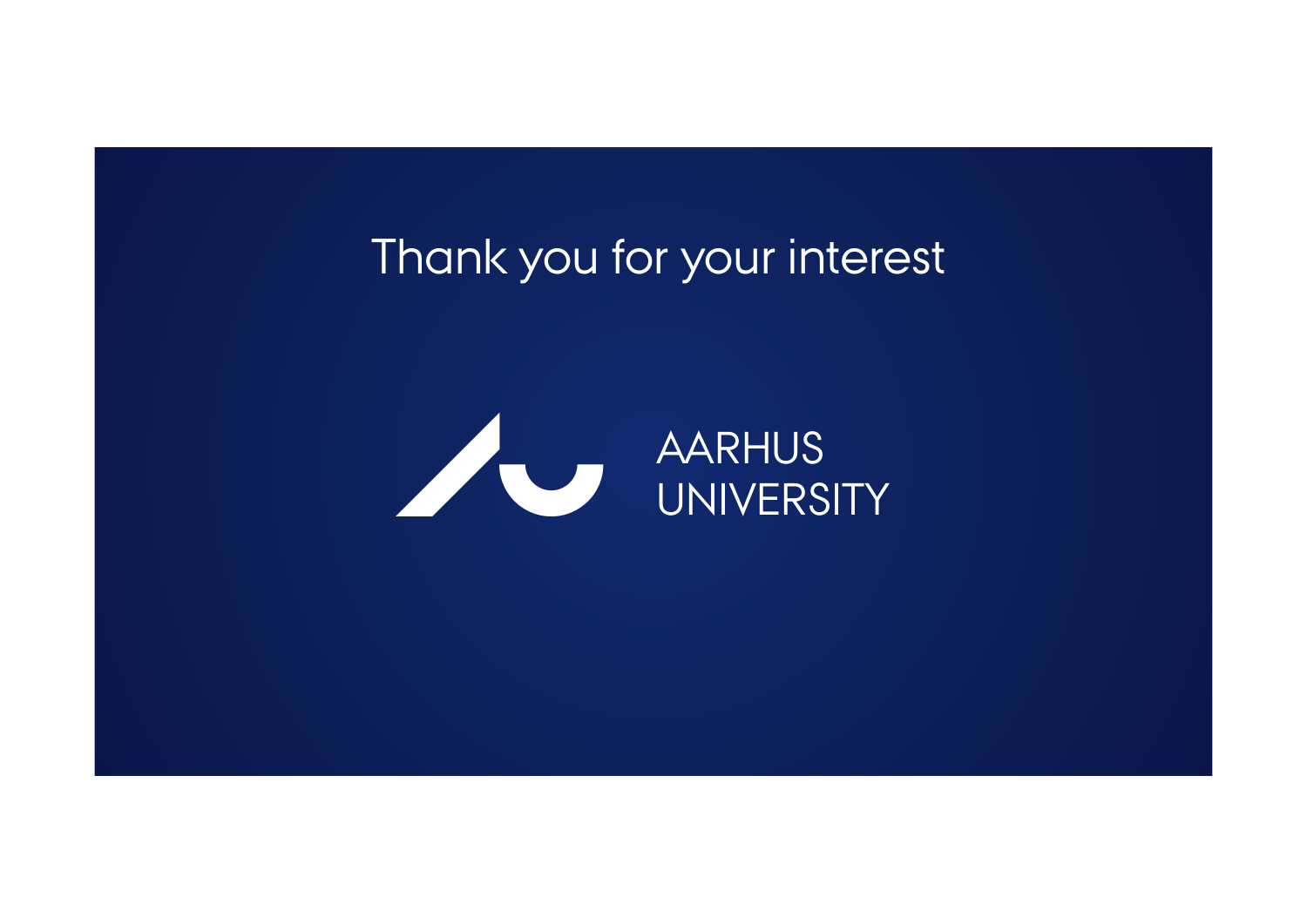Thank you for your interest

AARHUS
UNIVERSITY